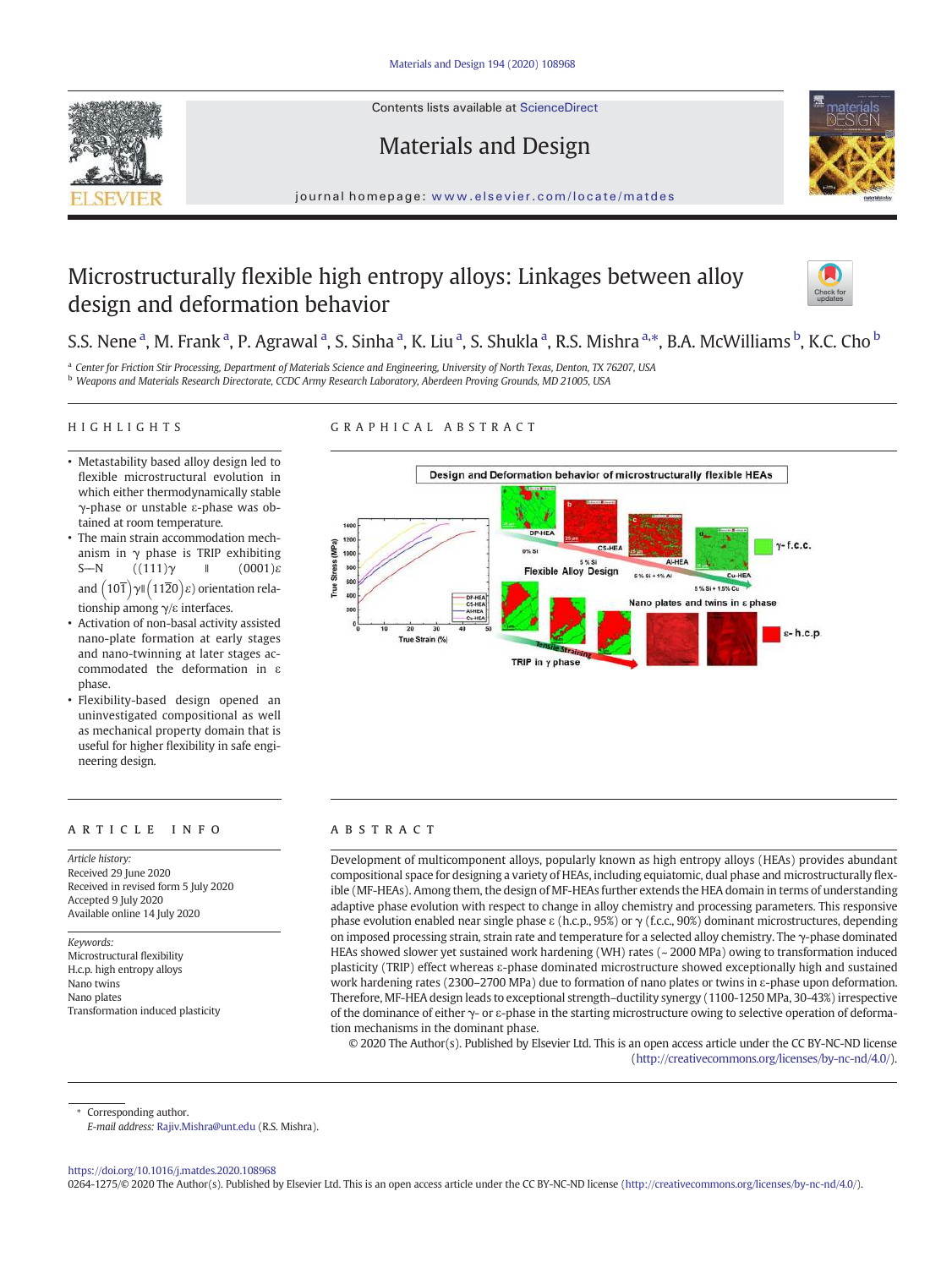# Microstructurally flexible high entropy alloys: Linkages between alloy design and deformation behavior

S.S. Nene [a], M. Frank [a], P. Agrawal [a], S. Sinha [a], K. Liu [a], S. Shukla [a], R.S. Mishra [a,*], B.A. McWilliams [b], K.C. Cho [b]

[a] Center for Friction Stir Processing, Department of Materials Science and Engineering, University of North Texas, Denton, TX 76207, USA

[b] Weapons and Materials Research Directorate, CCDC Army Research Laboratory, Aberdeen Proving Grounds, MD 21005, USA

## HIGHLIGHTS

- Metastability based alloy design led to flexible microstructural evolution in which either thermodynamically stable γ-phase or unstable ε-phase was obtained at room temperature.
- The main strain accommodation mechanism in γ phase is TRIP exhibiting S—N $(\{111\}\gamma \parallel \{0001\}\varepsilon$ and $\langle 10\bar{1}\rangle\gamma \parallel \langle 11\bar{2}0\rangle\varepsilon)$ orientation relationship among γ/ε interfaces.
- Activation of non-basal activity assisted nano-plate formation at early stages and nano-twinning at later stages accommodated the deformation in ε phase.
- Flexibility-based design opened an uninvestigated compositional as well as mechanical property domain that is useful for higher flexibility in safe engineering design.

## GRAPHICAL ABSTRACT

## ARTICLE INFO

*Article history:*
Received 29 June 2020
Received in revised form 5 July 2020
Accepted 9 July 2020
Available online 14 July 2020

*Keywords:*
Microstructural flexibility
H.c.p. high entropy alloys
Nano twins
Nano plates
Transformation induced plasticity

## ABSTRACT

Development of multicomponent alloys, popularly known as high entropy alloys (HEAs) provides abundant compositional space for designing a variety of HEAs, including equiatomic, dual phase and microstructurally flexible (MF-HEAs). Among them, the design of MF-HEAs further extends the HEA domain in terms of understanding adaptive phase evolution with respect to change in alloy chemistry and processing parameters. This responsive phase evolution enabled near single phase ε (h.c.p., 95%) or γ (f.c.c., 90%) dominant microstructures, depending on imposed processing strain, strain rate and temperature for a selected alloy chemistry. The γ-phase dominated HEAs showed slower yet sustained work hardening (WH) rates (~ 2000 MPa) owing to transformation induced plasticity (TRIP) effect whereas ε-phase dominated microstructure showed exceptionally high and sustained work hardening rates (2300–2700 MPa) due to formation of nano plates or twins in ε-phase upon deformation. Therefore, MF-HEA design leads to exceptional strength–ductility synergy (1100–1250 MPa, 30–43%) irrespective of the dominance of either γ- or ε-phase in the starting microstructure owing to selective operation of deformation mechanisms in the dominant phase.

© 2020 The Author(s). Published by Elsevier Ltd. This is an open access article under the CC BY-NC-ND license (http://creativecommons.org/licenses/by-nc-nd/4.0/).

\* Corresponding author.
*E-mail address:* Rajiv.Mishra@unt.edu (R.S. Mishra).

https://doi.org/10.1016/j.matdes.2020.108968
0264-1275/© 2020 The Author(s). Published by Elsevier Ltd. This is an open access article under the CC BY-NC-ND license (http://creativecommons.org/licenses/by-nc-nd/4.0/).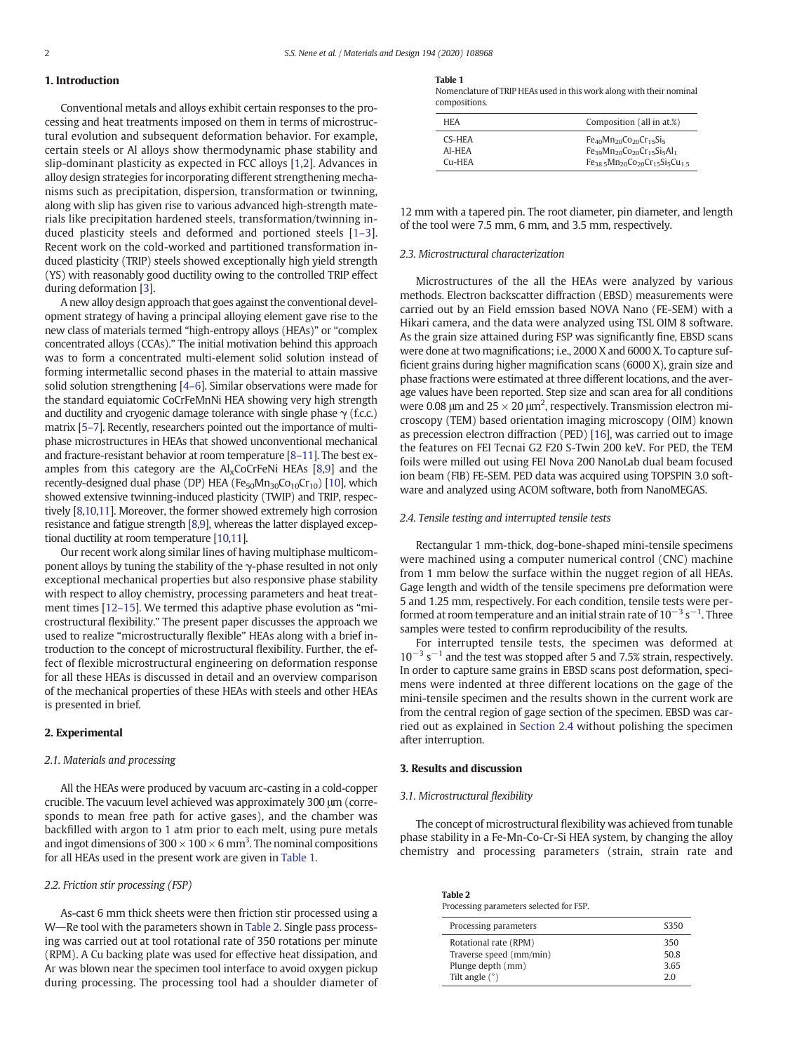## 1. Introduction

Conventional metals and alloys exhibit certain responses to the processing and heat treatments imposed on them in terms of microstructural evolution and subsequent deformation behavior. For example, certain steels or Al alloys show thermodynamic phase stability and slip-dominant plasticity as expected in FCC alloys [1,2]. Advances in alloy design strategies for incorporating different strengthening mechanisms such as precipitation, dispersion, transformation or twinning, along with slip has given rise to various advanced high-strength materials like precipitation hardened steels, transformation/twinning induced plasticity steels and deformed and portioned steels [1–3]. Recent work on the cold-worked and partitioned transformation induced plasticity (TRIP) steels showed exceptionally high yield strength (YS) with reasonably good ductility owing to the controlled TRIP effect during deformation [3].

A new alloy design approach that goes against the conventional development strategy of having a principal alloying element gave rise to the new class of materials termed "high-entropy alloys (HEAs)" or "complex concentrated alloys (CCAs)." The initial motivation behind this approach was to form a concentrated multi-element solid solution instead of forming intermetallic second phases in the material to attain massive solid solution strengthening [4–6]. Similar observations were made for the standard equiatomic CoCrFeMnNi HEA showing very high strength and ductility and cryogenic damage tolerance with single phase γ (f.c.c.) matrix [5–7]. Recently, researchers pointed out the importance of multi-phase microstructures in HEAs that showed unconventional mechanical and fracture-resistant behavior at room temperature [8–11]. The best examples from this category are the $Al_xCoCrFeNi$ HEAs [8,9] and the recently-designed dual phase (DP) HEA ($Fe_{50}Mn_{30}Co_{10}Cr_{10}$) [10], which showed extensive twinning-induced plasticity (TWIP) and TRIP, respectively [8,10,11]. Moreover, the former showed extremely high corrosion resistance and fatigue strength [8,9], whereas the latter displayed exceptional ductility at room temperature [10,11].

Our recent work along similar lines of having multiphase multicomponent alloys by tuning the stability of the γ-phase resulted in not only exceptional mechanical properties but also responsive phase stability with respect to alloy chemistry, processing parameters and heat treatment times [12–15]. We termed this adaptive phase evolution as "microstructural flexibility." The present paper discusses the approach we used to realize "microstructurally flexible" HEAs along with a brief introduction to the concept of microstructural flexibility. Further, the effect of flexible microstructural engineering on deformation response for all these HEAs is discussed in detail and an overview comparison of the mechanical properties of these HEAs with steels and other HEAs is presented in brief.

## 2. Experimental

### 2.1. Materials and processing

All the HEAs were produced by vacuum arc-casting in a cold-copper crucible. The vacuum level achieved was approximately 300 μm (corresponds to mean free path for active gases), and the chamber was backfilled with argon to 1 atm prior to each melt, using pure metals and ingot dimensions of $300 \times 100 \times 6$ mm$^3$. The nominal compositions for all HEAs used in the present work are given in Table 1.

**Table 1**
Nomenclature of TRIP HEAs used in this work along with their nominal compositions.

| HEA | Composition (all in at.%) |
|---|---|
| CS-HEA | $Fe_{40}Mn_{20}Co_{20}Cr_{15}Si_5$ |
| Al-HEA | $Fe_{39}Mn_{20}Co_{20}Cr_{15}Si_5Al_1$ |
| Cu-HEA | $Fe_{38.5}Mn_{20}Co_{20}Cr_{15}Si_5Cu_{1.5}$ |

### 2.2. Friction stir processing (FSP)

As-cast 6 mm thick sheets were then friction stir processed using a W—Re tool with the parameters shown in Table 2. Single pass processing was carried out at tool rotational rate of 350 rotations per minute (RPM). A Cu backing plate was used for effective heat dissipation, and Ar was blown near the specimen tool interface to avoid oxygen pickup during processing. The processing tool had a shoulder diameter of 12 mm with a tapered pin. The root diameter, pin diameter, and length of the tool were 7.5 mm, 6 mm, and 3.5 mm, respectively.

**Table 2**
Processing parameters selected for FSP.

| Processing parameters | S350 |
|---|---|
| Rotational rate (RPM) | 350 |
| Traverse speed (mm/min) | 50.8 |
| Plunge depth (mm) | 3.65 |
| Tilt angle (°) | 2.0 |

### 2.3. Microstructural characterization

Microstructures of the all the HEAs were analyzed by various methods. Electron backscatter diffraction (EBSD) measurements were carried out by an Field emssion based NOVA Nano (FE-SEM) with a Hikari camera, and the data were analyzed using TSL OIM 8 software. As the grain size attained during FSP was significantly fine, EBSD scans were done at two magnifications; i.e., 2000 X and 6000 X. To capture sufficient grains during higher magnification scans (6000 X), grain size and phase fractions were estimated at three different locations, and the average values have been reported. Step size and scan area for all conditions were 0.08 μm and $25 \times 20$ μm$^2$, respectively. Transmission electron microscopy (TEM) based orientation imaging microscopy (OIM) known as precession electron diffraction (PED) [16], was carried out to image the features on FEI Tecnai G2 F20 S-Twin 200 keV. For PED, the TEM foils were milled out using FEI Nova 200 NanoLab dual beam focused ion beam (FIB) FE-SEM. PED data was acquired using TOPSPIN 3.0 software and analyzed using ACOM software, both from NanoMEGAS.

### 2.4. Tensile testing and interrupted tensile tests

Rectangular 1 mm-thick, dog-bone-shaped mini-tensile specimens were machined using a computer numerical control (CNC) machine from 1 mm below the surface within the nugget region of all HEAs. Gage length and width of the tensile specimens pre deformation were 5 and 1.25 mm, respectively. For each condition, tensile tests were performed at room temperature and an initial strain rate of $10^{-3}$ s$^{-1}$. Three samples were tested to confirm reproducibility of the results.

For interrupted tensile tests, the specimen was deformed at $10^{-3}$ s$^{-1}$ and the test was stopped after 5 and 7.5% strain, respectively. In order to capture same grains in EBSD scans post deformation, specimens were indented at three different locations on the gage of the mini-tensile specimen and the results shown in the current work are from the central region of gage section of the specimen. EBSD was carried out as explained in Section 2.4 without polishing the specimen after interruption.

## 3. Results and discussion

### 3.1. Microstructural flexibility

The concept of microstructural flexibility was achieved from tunable phase stability in a Fe-Mn-Co-Cr-Si HEA system, by changing the alloy chemistry and processing parameters (strain, strain rate and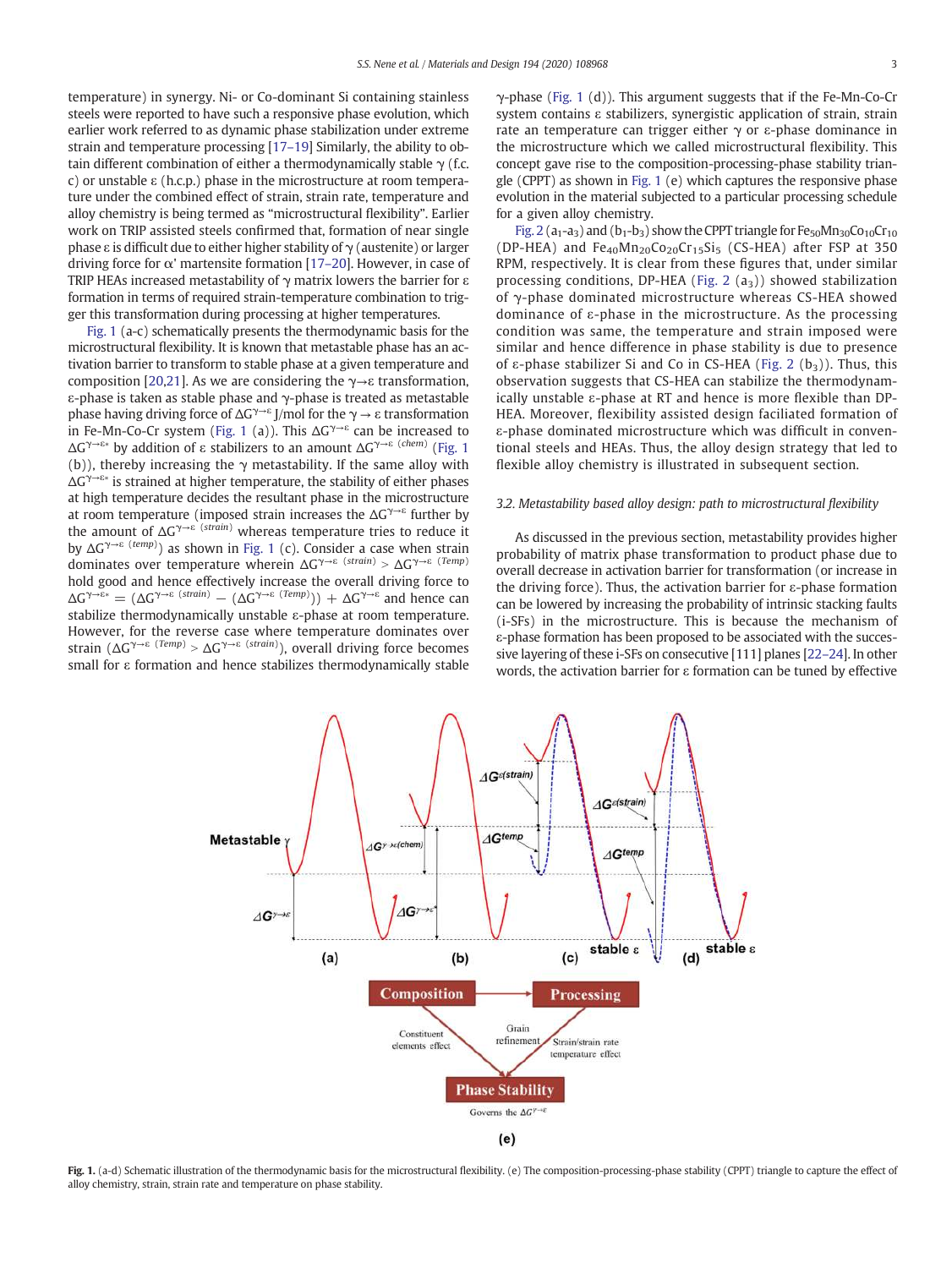temperature) in synergy. Ni- or Co-dominant Si containing stainless steels were reported to have such a responsive phase evolution, which earlier work referred to as dynamic phase stabilization under extreme strain and temperature processing [17–19] Similarly, the ability to obtain different combination of either a thermodynamically stable γ (f.c.c) or unstable ε (h.c.p.) phase in the microstructure at room temperature under the combined effect of strain, strain rate, temperature and alloy chemistry is being termed as "microstructural flexibility". Earlier work on TRIP assisted steels confirmed that, formation of near single phase ε is difficult due to either higher stability of γ (austenite) or larger driving force for α' martensite formation [17–20]. However, in case of TRIP HEAs increased metastability of γ matrix lowers the barrier for ε formation in terms of required strain-temperature combination to trigger this transformation during processing at higher temperatures.

Fig. 1 (a-c) schematically presents the thermodynamic basis for the microstructural flexibility. It is known that metastable phase has an activation barrier to transform to stable phase at a given temperature and composition [20,21]. As we are considering the γ→ε transformation, ε-phase is taken as stable phase and γ-phase is treated as metastable phase having driving force of $\Delta G^{\gamma\rightarrow\varepsilon}$ J/mol for the γ → ε transformation in Fe-Mn-Co-Cr system (Fig. 1 (a)). This $\Delta G^{\gamma\rightarrow\varepsilon}$ can be increased to $\Delta G^{\gamma\rightarrow\varepsilon *}$ by addition of ε stabilizers to an amount $\Delta G^{\gamma\rightarrow\varepsilon\ (chem)}$ (Fig. 1 (b)), thereby increasing the γ metastability. If the same alloy with $\Delta G^{\gamma\rightarrow\varepsilon *}$ is strained at higher temperature, the stability of either phases at high temperature decides the resultant phase in the microstructure at room temperature (imposed strain increases the $\Delta G^{\gamma\rightarrow\varepsilon}$ further by the amount of $\Delta G^{\gamma\rightarrow\varepsilon\ (strain)}$ whereas temperature tries to reduce it by $\Delta G^{\gamma\rightarrow\varepsilon\ (temp)}$) as shown in Fig. 1 (c). Consider a case when strain dominates over temperature wherein $\Delta G^{\gamma\rightarrow\varepsilon\ (strain)} > \Delta G^{\gamma\rightarrow\varepsilon\ (Temp)}$ hold good and hence effectively increase the overall driving force to $\Delta G^{\gamma\rightarrow\varepsilon *} = (\Delta G^{\gamma\rightarrow\varepsilon\ (strain)} - (\Delta G^{\gamma\rightarrow\varepsilon\ (Temp)})) + \Delta G^{\gamma\rightarrow\varepsilon}$ and hence can stabilize thermodynamically unstable ε-phase at room temperature. However, for the reverse case where temperature dominates over strain ($\Delta G^{\gamma\rightarrow\varepsilon\ (Temp)} > \Delta G^{\gamma\rightarrow\varepsilon\ (strain)}$), overall driving force becomes small for ε formation and hence stabilizes thermodynamically stable γ-phase (Fig. 1 (d)). This argument suggests that if the Fe-Mn-Co-Cr system contains ε stabilizers, synergistic application of strain, strain rate an temperature can trigger either γ or ε-phase dominance in the microstructure which we called microstructural flexibility. This concept gave rise to the composition-processing-phase stability triangle (CPPT) as shown in Fig. 1 (e) which captures the responsive phase evolution in the material subjected to a particular processing schedule for a given alloy chemistry.

Fig. 2 ($a_1$-$a_3$) and ($b_1$-$b_3$) show the CPPT triangle for $Fe_{50}Mn_{30}Co_{10}Cr_{10}$ (DP-HEA) and $Fe_{40}Mn_{20}Co_{20}Cr_{15}Si_5$ (CS-HEA) after FSP at 350 RPM, respectively. It is clear from these figures that, under similar processing conditions, DP-HEA (Fig. 2 ($a_3$)) showed stabilization of γ-phase dominated microstructure whereas CS-HEA showed dominance of ε-phase in the microstructure. As the processing condition was same, the temperature and strain imposed were similar and hence difference in phase stability is due to presence of ε-phase stabilizer Si and Co in CS-HEA (Fig. 2 ($b_3$)). Thus, this observation suggests that CS-HEA can stabilize the thermodynamically unstable ε-phase at RT and hence is more flexible than DP-HEA. Moreover, flexibility assisted design faciliated formation of ε-phase dominated microstructure which was difficult in conventional steels and HEAs. Thus, the alloy design strategy that led to flexible alloy chemistry is illustrated in subsequent section.

### 3.2. Metastability based alloy design: path to microstructural flexibility

As discussed in the previous section, metastability provides higher probability of matrix phase transformation to product phase due to overall decrease in activation barrier for transformation (or increase in the driving force). Thus, the activation barrier for ε-phase formation can be lowered by increasing the probability of intrinsic stacking faults (i-SFs) in the microstructure. This is because the mechanism of ε-phase formation has been proposed to be associated with the successive layering of these i-SFs on consecutive [111] planes [22–24]. In other words, the activation barrier for ε formation can be tuned by effective

**Fig. 1.** (a-d) Schematic illustration of the thermodynamic basis for the microstructural flexibility. (e) The composition-processing-phase stability (CPPT) triangle to capture the effect of alloy chemistry, strain, strain rate and temperature on phase stability.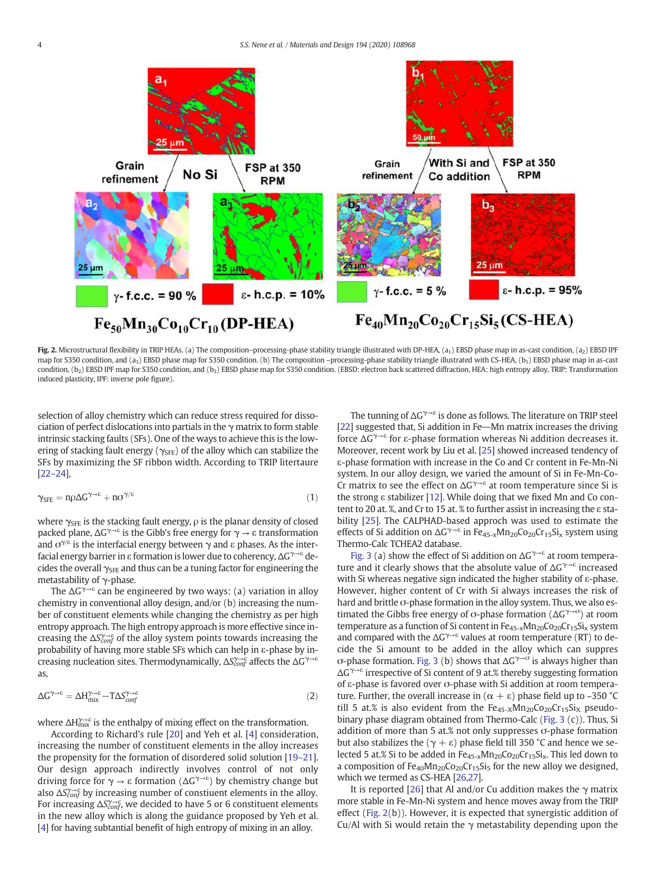**Fig. 2.** Microstructural flexibility in TRIP HEAs. (a) The composition–processing-phase stability triangle illustrated with DP-HEA, ($a_1$) EBSD phase map in as-cast condition, ($a_2$) EBSD IPF map for S350 condition, and ($a_3$) EBSD phase map for S350 condition. (b) The composition –processing-phase stability triangle illustrated with CS-HEA, ($b_1$) EBSD phase map in as-cast condition, ($b_2$) EBSD IPF map for S350 condition, and ($b_3$) EBSD phase map for S350 condition. (EBSD: electron back scattered diffraction, HEA: high entropy alloy, TRIP: Transformation induced plasticity, IPF: inverse pole figure).

selection of alloy chemistry which can reduce stress required for dissociation of perfect dislocations into partials in the γ matrix to form stable intrinsic stacking faults (SFs). One of the ways to achieve this is the lowering of stacking fault energy ($\gamma_{SFE}$) of the alloy which can stabilize the SFs by maximizing the SF ribbon width. According to TRIP litertaure [22–24],

$$\gamma_{SFE} = n\rho\Delta G^{\gamma\rightarrow\varepsilon} + n\sigma^{\gamma/\varepsilon} \tag{1}$$

where $\gamma_{SFE}$ is the stacking fault energy, ρ is the planar density of closed packed plane, $\Delta G^{\gamma\rightarrow\varepsilon}$ is the Gibb's free energy for $\gamma \rightarrow \varepsilon$ transformation and $\sigma^{\gamma/\varepsilon}$ is the interfacial energy between γ and ε phases. As the interfacial energy barrier in ε formation is lower due to coherency, $\Delta G^{\gamma\rightarrow\varepsilon}$ decides the overall $\gamma_{SFE}$ and thus can be a tuning factor for engineering the metastability of γ-phase.

The $\Delta G^{\gamma\rightarrow\varepsilon}$ can be engineered by two ways: (a) variation in alloy chemistry in conventional alloy design, and/or (b) increasing the number of constituent elements while changing the chemistry as per high entropy approach. The high entropy approach is more effective since increasing the $\Delta S_{conf}^{\gamma\rightarrow\varepsilon}$ of the alloy system points towards increasing the probability of having more stable SFs which can help in ε-phase by increasing nucleation sites. Thermodynamically, $\Delta S_{conf}^{\gamma\rightarrow\varepsilon}$ affects the $\Delta G^{\gamma\rightarrow\varepsilon}$ as,

$$\Delta G^{\gamma\rightarrow\varepsilon} = \Delta H_{mix}^{\gamma\rightarrow\varepsilon} - T\Delta S_{conf}^{\gamma\rightarrow\varepsilon} \tag{2}$$

where $\Delta H_{mix}^{\gamma\rightarrow\varepsilon}$ is the enthalpy of mixing effect on the transformation.

According to Richard's rule [20] and Yeh et al. [4] consideration, increasing the number of constituent elements in the alloy increases the propensity for the formation of disordered solid solution [19–21]. Our design approach indirectly involves control of not only driving force for $\gamma \rightarrow \varepsilon$ formation ($\Delta G^{\gamma\rightarrow\varepsilon}$) by chemistry change but also $\Delta S_{conf}^{\gamma\rightarrow\varepsilon}$ by increasing number of constiuent elements in the alloy. For increasing $\Delta S_{conf}^{\gamma\rightarrow\varepsilon}$, we decided to have 5 or 6 constituent elements in the new alloy which is along the guidance proposed by Yeh et al. [4] for having subtantial benefit of high entropy of mixing in an alloy.

The tunning of $\Delta G^{\gamma\rightarrow\varepsilon}$ is done as follows. The literature on TRIP steel [22] suggested that, Si addition in Fe—Mn matrix increases the driving force $\Delta G^{\gamma\rightarrow\varepsilon}$ for ε-phase formation whereas Ni addition decreases it. Moreover, recent work by Liu et al. [25] showed increased tendency of ε-phase formation with increase in the Co and Cr content in Fe-Mn-Ni system. In our alloy design, we varied the amount of Si in Fe-Mn-Co-Cr matrix to see the effect on $\Delta G^{\gamma\rightarrow\varepsilon}$ at room temperature since Si is the strong ε stabilizer [12]. While doing that we fixed Mn and Co content to 20 at. %, and Cr to 15 at. % to further assist in increasing the ε stability [25]. The CALPHAD-based approch was used to estimate the effects of Si addition on $\Delta G^{\gamma\rightarrow\varepsilon}$ in $Fe_{45-x}Mn_{20}Co_{20}Cr_{15}Si_x$ system using Thermo-Calc TCHEA2 database.

Fig. 3 (a) show the effect of Si addition on $\Delta G^{\gamma\rightarrow\varepsilon}$ at room temperature and it clearly shows that the absolute value of $\Delta G^{\gamma\rightarrow\varepsilon}$ increased with Si whereas negative sign indicated the higher stability of ε-phase. However, higher content of Cr with Si always increases the risk of hard and brittle σ-phase formation in the alloy system. Thus, we also estimated the Gibbs free energy of σ-phase formation ($\Delta G^{\gamma\rightarrow\sigma}$) at room temperature as a function of Si content in $Fe_{45-x}Mn_{20}Co_{20}Cr_{15}Si_x$ system and compared with the $\Delta G^{\gamma\rightarrow\varepsilon}$ values at room temperature (RT) to decide the Si amount to be added in the alloy which can suppres σ-phase formation. Fig. 3 (b) shows that $\Delta G^{\gamma\rightarrow\sigma}$ is always higher than $\Delta G^{\gamma\rightarrow\varepsilon}$ irrespective of Si content of 9 at.% thereby suggesting formation of ε-phase is favored over σ-phase with Si addition at room temperature. Further, the overall increase in (α + ε) phase field up to ~350 °C till 5 at.% is also evident from the $Fe_{45-X}Mn_{20}Co_{20}Cr_{15}Si_X$ pseudo-binary phase diagram obtained from Thermo-Calc (Fig. 3 (c)). Thus, Si addition of more than 5 at.% not only suppresses σ-phase formation but also stabilizes the (γ + ε) phase field till 350 °C and hence we selected 5 at.% Si to be added in $Fe_{45-X}Mn_{20}Co_{20}Cr_{15}Si_X$. This led down to a composition of $Fe_{40}Mn_{20}Co_{20}Cr_{15}Si_5$ for the new alloy we designed, which we termed as CS-HEA [26,27].

It is reported [26] that Al and/or Cu addition makes the γ matrix more stable in Fe-Mn-Ni system and hence moves away from the TRIP effect (Fig. 2(b)). However, it is expected that synergistic addition of Cu/Al with Si would retain the γ metastability depending upon the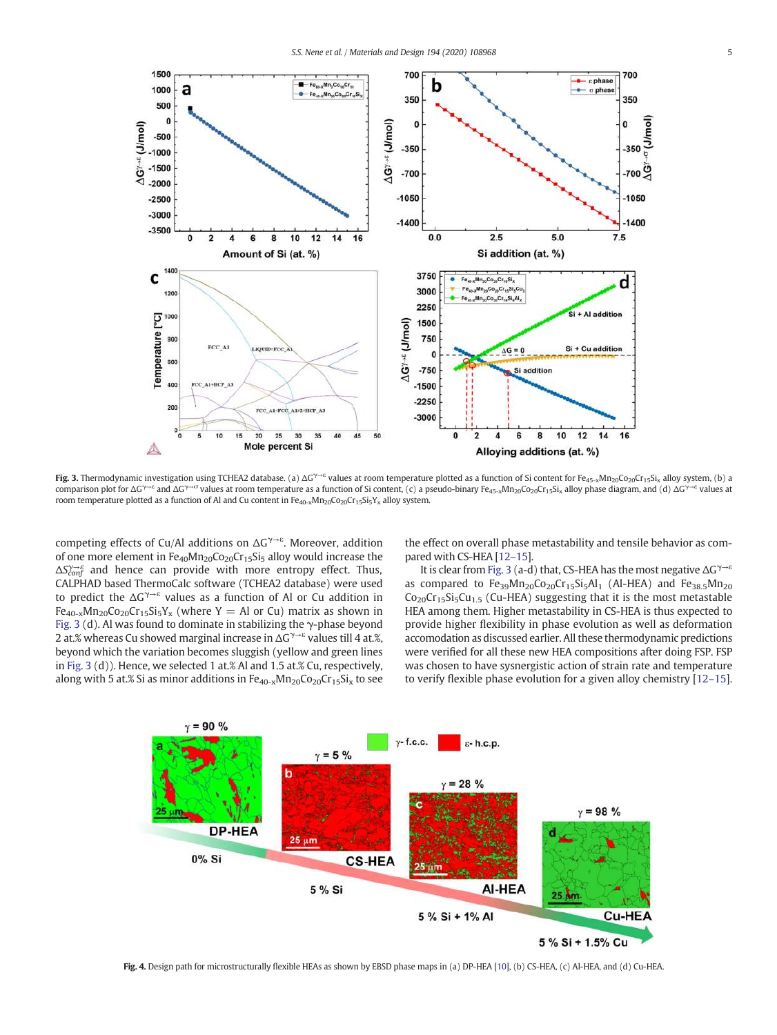**Fig. 3.** Thermodynamic investigation using TCHEA2 database. (a) $\Delta G^{\gamma\rightarrow\varepsilon}$ values at room temperature plotted as a function of Si content for $Fe_{45\text{-}x}Mn_{20}Co_{20}Cr_{15}Si_x$ alloy system, (b) a comparison plot for $\Delta G^{\gamma\rightarrow\varepsilon}$ and $\Delta G^{\gamma\rightarrow\sigma}$ values at room temperature as a function of Si content, (c) a pseudo-binary $Fe_{45\text{-}x}Mn_{20}Co_{20}Cr_{15}Si_x$ alloy phase diagram, and (d) $\Delta G^{\gamma\rightarrow\varepsilon}$ values at room temperature plotted as a function of Al and Cu content in $Fe_{40\text{-}x}Mn_{20}Co_{20}Cr_{15}Si_5Y_x$ alloy system.

competing effects of Cu/Al additions on $\Delta G^{\gamma\rightarrow\varepsilon}$. Moreover, addition of one more element in $Fe_{40}Mn_{20}Co_{20}Cr_{15}Si_5$ alloy would increase the $\Delta S_{conf}^{\gamma\rightarrow\varepsilon}$ and hence can provide with more entropy effect. Thus, CALPHAD based ThermoCalc software (TCHEA2 database) were used to predict the $\Delta G^{\gamma\rightarrow\varepsilon}$ values as a function of Al or Cu addition in $Fe_{40\text{-}x}Mn_{20}Co_{20}Cr_{15}Si_5Y_x$ (where Y = Al or Cu) matrix as shown in Fig. 3 (d). Al was found to dominate in stabilizing the γ-phase beyond 2 at.% whereas Cu showed marginal increase in $\Delta G^{\gamma\rightarrow\varepsilon}$ values till 4 at.%, beyond which the variation becomes sluggish (yellow and green lines in Fig. 3 (d)). Hence, we selected 1 at.% Al and 1.5 at.% Cu, respectively, along with 5 at.% Si as minor additions in $Fe_{40\text{-}x}Mn_{20}Co_{20}Cr_{15}Si_x$ to see the effect on overall phase metastability and tensile behavior as compared with CS-HEA [12–15].

It is clear from Fig. 3 (a-d) that, CS-HEA has the most negative $\Delta G^{\gamma\rightarrow\varepsilon}$ as compared to $Fe_{39}Mn_{20}Co_{20}Cr_{15}Si_5Al_1$ (Al-HEA) and $Fe_{38.5}Mn_{20}Co_{20}Cr_{15}Si_5Cu_{1.5}$ (Cu-HEA) suggesting that it is the most metastable HEA among them. Higher metastability in CS-HEA is thus expected to provide higher flexibility in phase evolution as well as deformation accomodation as discussed earlier. All these thermodynamic predictions were verified for all these new HEA compositions after doing FSP. FSP was chosen to have sysnergistic action of strain rate and temperature to verify flexible phase evolution for a given alloy chemistry [12–15].

**Fig. 4.** Design path for microstructurally flexible HEAs as shown by EBSD phase maps in (a) DP-HEA [10], (b) CS-HEA, (c) Al-HEA, and (d) Cu-HEA.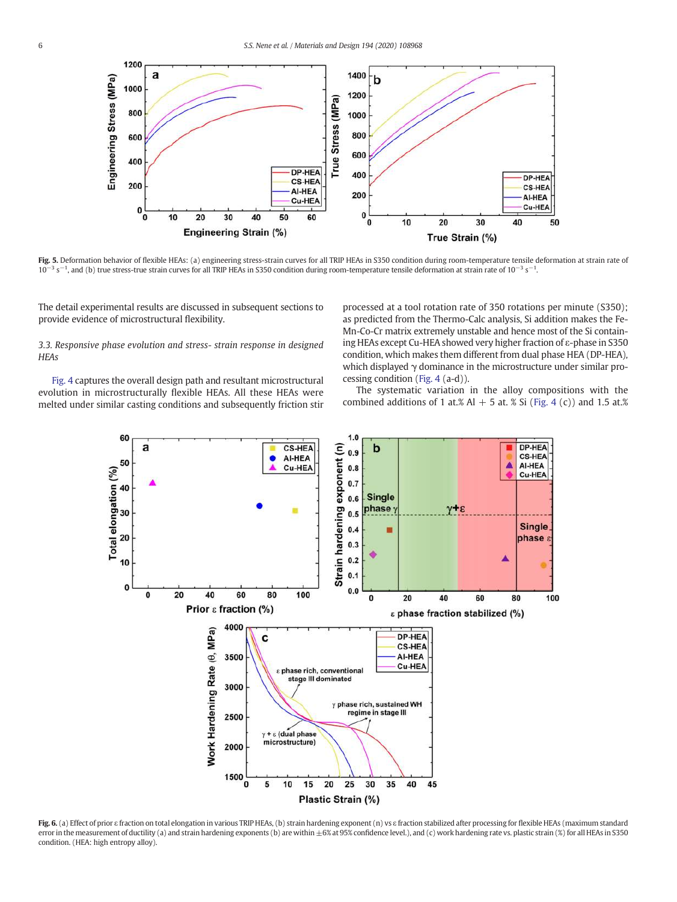Fig. 5. Deformation behavior of flexible HEAs: (a) engineering stress-strain curves for all TRIP HEAs in S350 condition during room-temperature tensile deformation at strain rate of $10^{-3}$ s$^{-1}$, and (b) true stress-true strain curves for all TRIP HEAs in S350 condition during room-temperature tensile deformation at strain rate of $10^{-3}$ s$^{-1}$.

The detail experimental results are discussed in subsequent sections to provide evidence of microstructural flexibility.

### 3.3. Responsive phase evolution and stress- strain response in designed HEAs

Fig. 4 captures the overall design path and resultant microstructural evolution in microstructurally flexible HEAs. All these HEAs were melted under similar casting conditions and subsequently friction stir processed at a tool rotation rate of 350 rotations per minute (S350); as predicted from the Thermo-Calc analysis, Si addition makes the Fe-Mn-Co-Cr matrix extremely unstable and hence most of the Si containing HEAs except Cu-HEA showed very higher fraction of ε-phase in S350 condition, which makes them different from dual phase HEA (DP-HEA), which displayed γ dominance in the microstructure under similar processing condition (Fig. 4 (a-d)).

The systematic variation in the alloy compositions with the combined additions of 1 at.% Al + 5 at. % Si (Fig. 4 (c)) and 1.5 at.%

Fig. 6. (a) Effect of prior ε fraction on total elongation in various TRIP HEAs, (b) strain hardening exponent (n) vs ε fraction stabilized after processing for flexible HEAs (maximum standard error in the measurement of ductility (a) and strain hardening exponents (b) are within ±6% at 95% confidence level.), and (c) work hardening rate vs. plastic strain (%) for all HEAs in S350 condition. (HEA: high entropy alloy).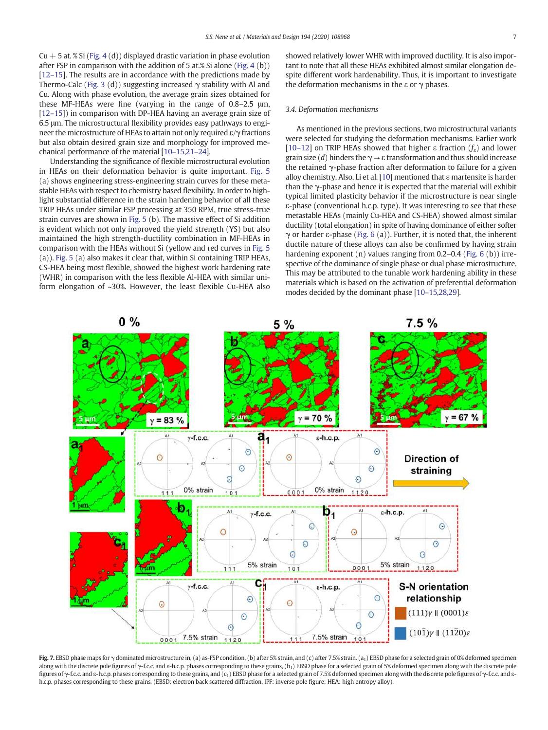Cu + 5 at.% Si (Fig. 4 (d)) displayed drastic variation in phase evolution after FSP in comparison with the addition of 5 at.% Si alone (Fig. 4 (b)) [12–15]. The results are in accordance with the predictions made by Thermo-Calc (Fig. 3 (d)) suggesting increased γ stability with Al and Cu. Along with phase evolution, the average grain sizes obtained for these MF-HEAs were fine (varying in the range of 0.8–2.5 μm, [12–15]) in comparison with DP-HEA having an average grain size of 6.5 μm. The microstructural flexibility provides easy pathways to engineer the microstructure of HEAs to attain not only required ε/γ fractions but also obtain desired grain size and morphology for improved mechanical performance of the material [10–15,21–24].

Understanding the significance of flexible microstructural evolution in HEAs on their deformation behavior is quite important. Fig. 5 (a) shows engineering stress-engineering strain curves for these metastable HEAs with respect to chemistry based flexibility. In order to highlight substantial difference in the strain hardening behavior of all these TRIP HEAs under similar FSP processing at 350 RPM, true stress-true strain curves are shown in Fig. 5 (b). The massive effect of Si addition is evident which not only improved the yield strength (YS) but also maintained the high strength-ductility combination in MF-HEAs in comparison with the HEAs without Si (yellow and red curves in Fig. 5 (a)). Fig. 5 (a) also makes it clear that, within Si containing TRIP HEAs, CS-HEA being most flexible, showed the highest work hardening rate (WHR) in comparison with the less flexible Al-HEA with similar uniform elongation of ~30%. However, the least flexible Cu-HEA also showed relatively lower WHR with improved ductility. It is also important to note that all these HEAs exhibited almost similar elongation despite different work hardenability. Thus, it is important to investigate the deformation mechanisms in the ε or γ phases.

### 3.4. Deformation mechanisms

As mentioned in the previous sections, two microstructural variants were selected for studying the deformation mechanisms. Earlier work [10–12] on TRIP HEAs showed that higher ε fraction ($f_\varepsilon$) and lower grain size ($d$) hinders the $\gamma \rightarrow \varepsilon$ transformation and thus should increase the retained γ-phase fraction after deformation to failure for a given alloy chemistry. Also, Li et al. [10] mentioned that ε martensite is harder than the γ-phase and hence it is expected that the material will exhibit typical limited plasticity behavior if the microstructure is near single ε-phase (conventional h.c.p. type). It was interesting to see that these metastable HEAs (mainly Cu-HEA and CS-HEA) showed almost similar ductility (total elongation) in spite of having dominance of either softer γ or harder ε-phase (Fig. 6 (a)). Further, it is noted that, the inherent ductile nature of these alloys can also be confirmed by having strain hardening exponent (n) values ranging from 0.2–0.4 (Fig. 6 (b)) irrespective of the dominance of single phase or dual phase microstructure. This may be attributed to the tunable work hardening ability in these materials which is based on the activation of preferential deformation modes decided by the dominant phase [10–15,28,29].

**Fig. 7.** EBSD phase maps for γ dominated microstructure in, (a) as-FSP condition, (b) after 5% strain, and (c) after 7.5% strain. ($a_1$) EBSD phase for a selected grain of 0% deformed specimen along with the discrete pole figures of γ-f.c.c. and ε-h.c.p. phases corresponding to these grains, ($b_1$) EBSD phase for a selected grain of 5% deformed specimen along with the discrete pole figures of γ-f.c.c. and ε-h.c.p. phases corresponding to these grains, and ($c_1$) EBSD phase for a selected grain of 7.5% deformed specimen along with the discrete pole figures of γ-f.c.c. and ε-h.c.p. phases corresponding to these grains. (EBSD: electron back scattered diffraction, IPF: inverse pole figure; HEA: high entropy alloy).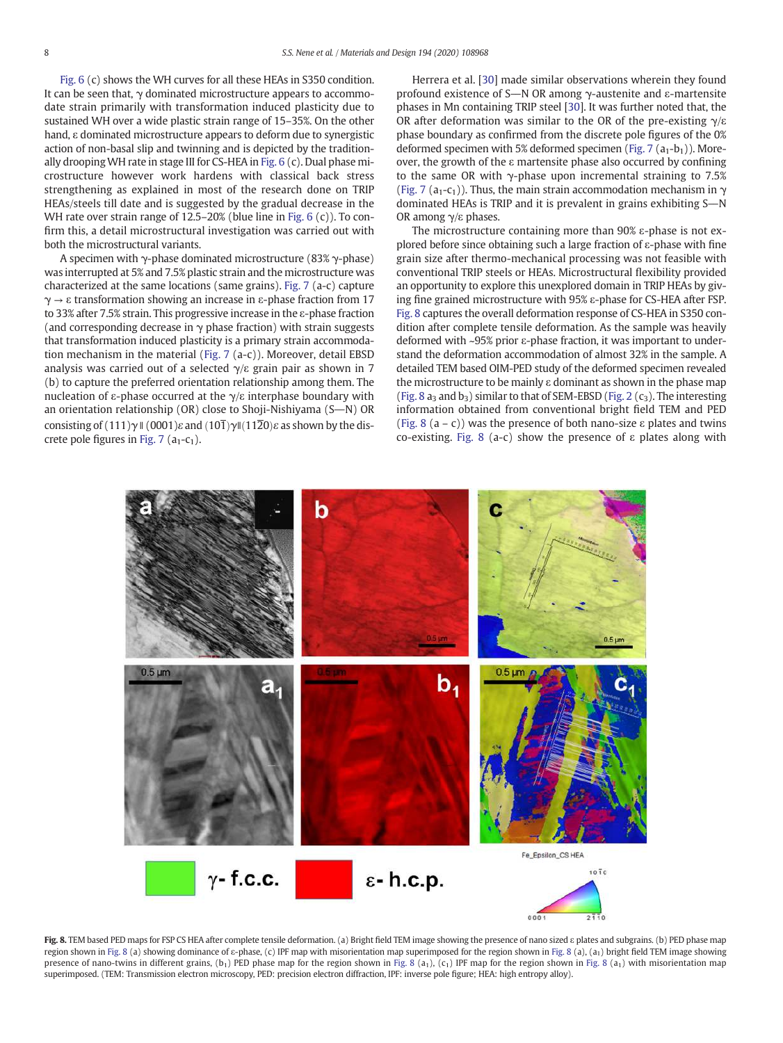Fig. 6 (c) shows the WH curves for all these HEAs in S350 condition. It can be seen that, γ dominated microstructure appears to accommodate strain primarily with transformation induced plasticity due to sustained WH over a wide plastic strain range of 15–35%. On the other hand, ε dominated microstructure appears to deform due to synergistic action of non-basal slip and twinning and is depicted by the traditionally drooping WH rate in stage III for CS-HEA in Fig. 6 (c). Dual phase microstructure however work hardens with classical back stress strengthening as explained in most of the research done on TRIP HEAs/steels till date and is suggested by the gradual decrease in the WH rate over strain range of 12.5–20% (blue line in Fig. 6 (c)). To confirm this, a detail microstructural investigation was carried out with both the microstructural variants.

A specimen with γ-phase dominated microstructure (83% γ-phase) was interrupted at 5% and 7.5% plastic strain and the microstructure was characterized at the same locations (same grains). Fig. 7 (a-c) capture γ → ε transformation showing an increase in ε-phase fraction from 17 to 33% after 7.5% strain. This progressive increase in the ε-phase fraction (and corresponding decrease in γ phase fraction) with strain suggests that transformation induced plasticity is a primary strain accommodation mechanism in the material (Fig. 7 (a-c)). Moreover, detail EBSD analysis was carried out of a selected γ/ε grain pair as shown in 7 (b) to capture the preferred orientation relationship among them. The nucleation of ε-phase occurred at the γ/ε interphase boundary with an orientation relationship (OR) close to Shoji-Nishiyama (S—N) OR consisting of $(111)\gamma \parallel (0001)\varepsilon$ and $(10\bar{1})\gamma \parallel (11\bar{2}0)\varepsilon$ as shown by the discrete pole figures in Fig. 7 ($a_1$-$c_1$).

Herrera et al. [30] made similar observations wherein they found profound existence of S—N OR among γ-austenite and ε-martensite phases in Mn containing TRIP steel [30]. It was further noted that, the OR after deformation was similar to the OR of the pre-existing γ/ε phase boundary as confirmed from the discrete pole figures of the 0% deformed specimen with 5% deformed specimen (Fig. 7 ($a_1$-$b_1$)). Moreover, the growth of the ε martensite phase also occurred by confining to the same OR with γ-phase upon incremental straining to 7.5% (Fig. 7 ($a_1$-$c_1$)). Thus, the main strain accommodation mechanism in γ dominated HEAs is TRIP and it is prevalent in grains exhibiting S—N OR among γ/ε phases.

The microstructure containing more than 90% ε-phase is not explored before since obtaining such a large fraction of ε-phase with fine grain size after thermo-mechanical processing was not feasible with conventional TRIP steels or HEAs. Microstructural flexibility provided an opportunity to explore this unexplored domain in TRIP HEAs by giving fine grained microstructure with 95% ε-phase for CS-HEA after FSP. Fig. 8 captures the overall deformation response of CS-HEA in S350 condition after complete tensile deformation. As the sample was heavily deformed with ~95% prior ε-phase fraction, it was important to understand the deformation accommodation of almost 32% in the sample. A detailed TEM based OIM-PED study of the deformed specimen revealed the microstructure to be mainly ε dominant as shown in the phase map (Fig. 8 $a_3$ and $b_3$) similar to that of SEM-EBSD (Fig. 2 ($c_3$). The interesting information obtained from conventional bright field TEM and PED (Fig. 8 (a – c)) was the presence of both nano-size ε plates and twins co-existing. Fig. 8 (a-c) show the presence of ε plates along with

Fig. 8. TEM based PED maps for FSP CS HEA after complete tensile deformation. (a) Bright field TEM image showing the presence of nano sized ε plates and subgrains. (b) PED phase map region shown in Fig. 8 (a) showing dominance of ε-phase, (c) IPF map with misorientation map superimposed for the region shown in Fig. 8 (a), ($a_1$) bright field TEM image showing presence of nano-twins in different grains, ($b_1$) PED phase map for the region shown in Fig. 8 ($a_1$), ($c_1$) IPF map for the region shown in Fig. 8 ($a_1$) with misorientation map superimposed. (TEM: Transmission electron microscopy, PED: precision electron diffraction, IPF: inverse pole figure; HEA: high entropy alloy).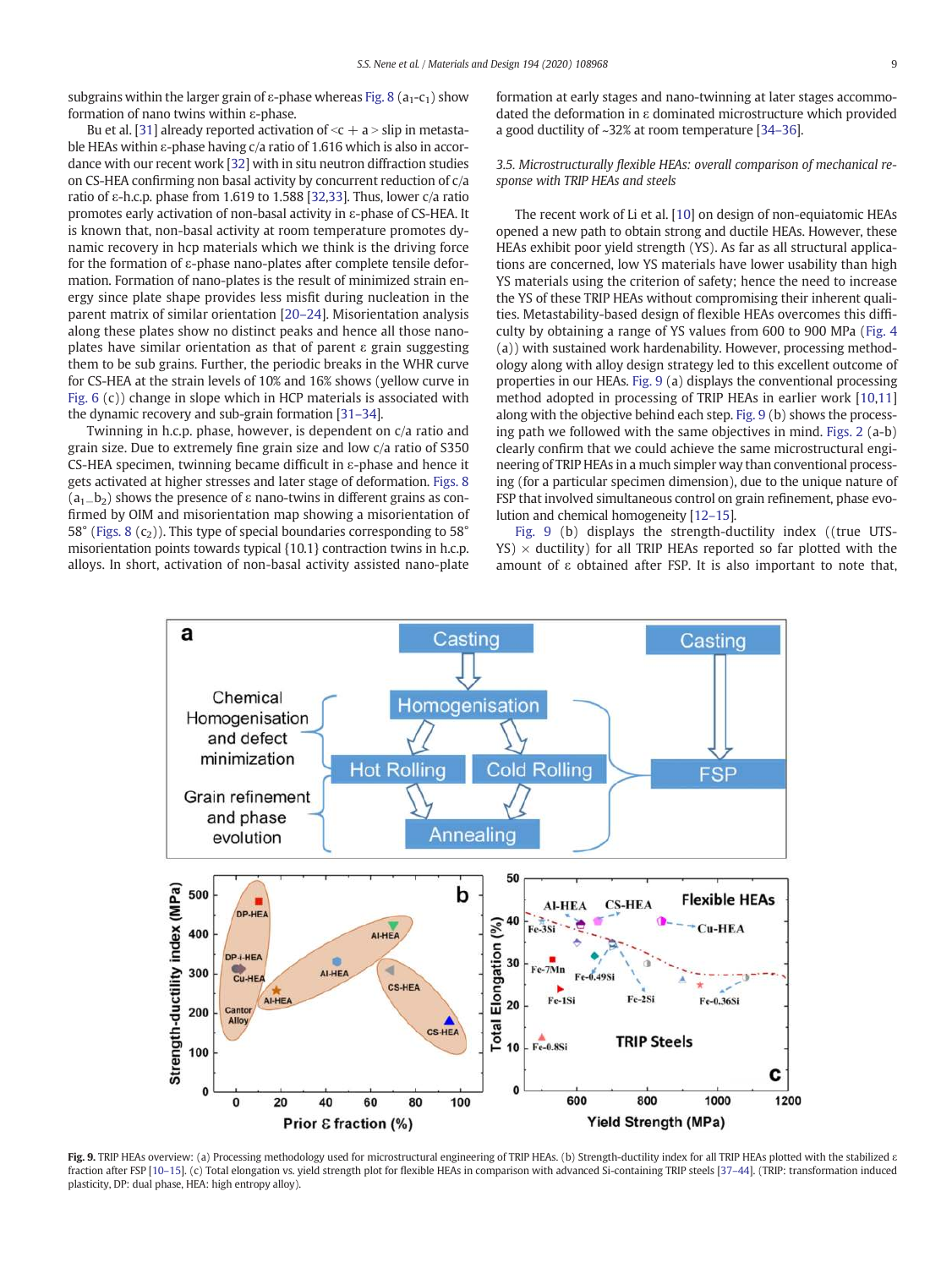subgrains within the larger grain of ε-phase whereas Fig. 8 ($a_1$-$c_1$) show formation of nano twins within ε-phase.

Bu et al. [31] already reported activation of <c + a> slip in metastable HEAs within ε-phase having c/a ratio of 1.616 which is also in accordance with our recent work [32] with in situ neutron diffraction studies on CS-HEA confirming non basal activity by concurrent reduction of c/a ratio of ε-h.c.p. phase from 1.619 to 1.588 [32,33]. Thus, lower c/a ratio promotes early activation of non-basal activity in ε-phase of CS-HEA. It is known that, non-basal activity at room temperature promotes dynamic recovery in hcp materials which we think is the driving force for the formation of ε-phase nano-plates after complete tensile deformation. Formation of nano-plates is the result of minimized strain energy since plate shape provides less misfit during nucleation in the parent matrix of similar orientation [20–24]. Misorientation analysis along these plates show no distinct peaks and hence all those nano-plates have similar orientation as that of parent ε grain suggesting them to be sub grains. Further, the periodic breaks in the WHR curve for CS-HEA at the strain levels of 10% and 16% shows (yellow curve in Fig. 6 (c)) change in slope which in HCP materials is associated with the dynamic recovery and sub-grain formation [31–34].

Twinning in h.c.p. phase, however, is dependent on c/a ratio and grain size. Due to extremely fine grain size and low c/a ratio of S350 CS-HEA specimen, twinning became difficult in ε-phase and hence it gets activated at higher stresses and later stage of deformation. Figs. 8 ($a_1$–$b_2$) shows the presence of ε nano-twins in different grains as confirmed by OIM and misorientation map showing a misorientation of 58° (Figs. 8 ($c_2$)). This type of special boundaries corresponding to 58° misorientation points towards typical {10.1} contraction twins in h.c.p. alloys. In short, activation of non-basal activity assisted nano-plate formation at early stages and nano-twinning at later stages accommodated the deformation in ε dominated microstructure which provided a good ductility of ~32% at room temperature [34–36].

### 3.5. Microstructurally flexible HEAs: overall comparison of mechanical response with TRIP HEAs and steels

The recent work of Li et al. [10] on design of non-equiatomic HEAs opened a new path to obtain strong and ductile HEAs. However, these HEAs exhibit poor yield strength (YS). As far as all structural applications are concerned, low YS materials have lower usability than high YS materials using the criterion of safety; hence the need to increase the YS of these TRIP HEAs without compromising their inherent qualities. Metastability-based design of flexible HEAs overcomes this difficulty by obtaining a range of YS values from 600 to 900 MPa (Fig. 4 (a)) with sustained work hardenability. However, processing methodology along with alloy design strategy led to this excellent outcome of properties in our HEAs. Fig. 9 (a) displays the conventional processing method adopted in processing of TRIP HEAs in earlier work [10,11] along with the objective behind each step. Fig. 9 (b) shows the processing path we followed with the same objectives in mind. Figs. 2 (a-b) clearly confirm that we could achieve the same microstructural engineering of TRIP HEAs in a much simpler way than conventional processing (for a particular specimen dimension), due to the unique nature of FSP that involved simultaneous control on grain refinement, phase evolution and chemical homogeneity [12–15].

Fig. 9 (b) displays the strength-ductility index ((true UTS-YS) × ductility) for all TRIP HEAs reported so far plotted with the amount of ε obtained after FSP. It is also important to note that,

**Fig. 9.** TRIP HEAs overview: (a) Processing methodology used for microstructural engineering of TRIP HEAs. (b) Strength-ductility index for all TRIP HEAs plotted with the stabilized ε fraction after FSP [10–15]. (c) Total elongation vs. yield strength plot for flexible HEAs in comparison with advanced Si-containing TRIP steels [37–44]. (TRIP: transformation induced plasticity, DP: dual phase, HEA: high entropy alloy).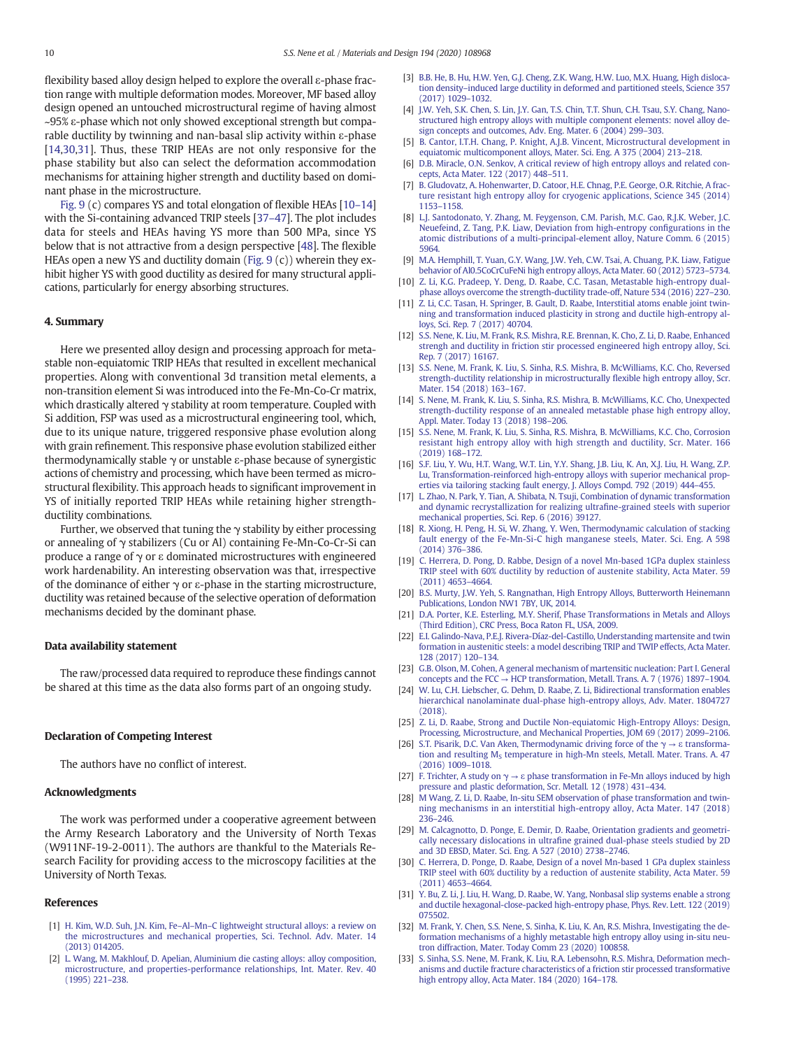flexibility based alloy design helped to explore the overall ε-phase fraction range with multiple deformation modes. Moreover, MF based alloy design opened an untouched microstructural regime of having almost ~95% ε-phase which not only showed exceptional strength but comparable ductility by twinning and nan-basal slip activity within ε-phase [14,30,31]. Thus, these TRIP HEAs are not only responsive for the phase stability but also can select the deformation accommodation mechanisms for attaining higher strength and ductility based on dominant phase in the microstructure.

Fig. 9 (c) compares YS and total elongation of flexible HEAs [10–14] with the Si-containing advanced TRIP steels [37–47]. The plot includes data for steels and HEAs having YS more than 500 MPa, since YS below that is not attractive from a design perspective [48]. The flexible HEAs open a new YS and ductility domain (Fig. 9 (c)) wherein they exhibit higher YS with good ductility as desired for many structural applications, particularly for energy absorbing structures.

## 4. Summary

Here we presented alloy design and processing approach for metastable non-equiatomic TRIP HEAs that resulted in excellent mechanical properties. Along with conventional 3d transition metal elements, a non-transition element Si was introduced into the Fe-Mn-Co-Cr matrix, which drastically altered γ stability at room temperature. Coupled with Si addition, FSP was used as a microstructural engineering tool, which, due to its unique nature, triggered responsive phase evolution along with grain refinement. This responsive phase evolution stabilized either thermodynamically stable γ or unstable ε-phase because of synergistic actions of chemistry and processing, which have been termed as microstructural flexibility. This approach heads to significant improvement in YS of initially reported TRIP HEAs while retaining higher strength-ductility combinations.

Further, we observed that tuning the γ stability by either processing or annealing of γ stabilizers (Cu or Al) containing Fe-Mn-Co-Cr-Si can produce a range of γ or ε dominated microstructures with engineered work hardenability. An interesting observation was that, irrespective of the dominance of either γ or ε-phase in the starting microstructure, ductility was retained because of the selective operation of deformation mechanisms decided by the dominant phase.

## Data availability statement

The raw/processed data required to reproduce these findings cannot be shared at this time as the data also forms part of an ongoing study.

## Declaration of Competing Interest

The authors have no conflict of interest.

## Acknowledgments

The work was performed under a cooperative agreement between the Army Research Laboratory and the University of North Texas (W911NF-19-2-0011). The authors are thankful to the Materials Research Facility for providing access to the microscopy facilities at the University of North Texas.

## References

[1] H. Kim, W.D. Suh, J.N. Kim, Fe–Al–Mn–C lightweight structural alloys: a review on the microstructures and mechanical properties, Sci. Technol. Adv. Mater. 14 (2013) 014205.

[2] L. Wang, M. Makhlouf, D. Apelian, Aluminium die casting alloys: alloy composition, microstructure, and properties-performance relationships, Int. Mater. Rev. 40 (1995) 221–238.

[3] B.B. He, B. Hu, H.W. Yen, G.J. Cheng, Z.K. Wang, H.W. Luo, M.X. Huang, High dislocation density–induced large ductility in deformed and partitioned steels, Science 357 (2017) 1029–1032.

[4] J.W. Yeh, S.K. Chen, S.J. Lin, J.Y. Gan, T.S. Chin, T.T. Shun, C.H. Tsau, S.Y. Chang, Nanostructured high entropy alloys with multiple component elements: novel alloy design concepts and outcomes, Adv. Eng. Mater. 6 (2004) 299–303.

[5] B. Cantor, I.T.H. Chang, P. Knight, A.J.B. Vincent, Microstructural development in equiatomic multicomponent alloys, Mater. Sci. Eng. A 375 (2004) 213–218.

[6] D.B. Miracle, O.N. Senkov, A critical review of high entropy alloys and related concepts, Acta Mater. 122 (2017) 448–511.

[7] B. Gludovatz, A. Hohenwarter, D. Catoor, H.E. Chnag, P.E. George, O.R. Ritchie, A fracture resistant high entropy alloy for cryogenic applications, Science 345 (2014) 1153–1158.

[8] L.J. Santodonato, Y. Zhang, M. Feygenson, C.M. Parish, M.C. Gao, R.J.K. Weber, J.C. Neuefeind, Z. Tang, P.K. Liaw, Deviation from high-entropy configurations in the atomic distributions of a multi-principal-element alloy, Nature Comm. 6 (2015) 5964.

[9] M.A. Hemphill, T. Yuan, G.Y. Wang, J.W. Yeh, C.W. Tsai, A. Chuang, P.K. Liaw, Fatigue behavior of Al0.5CoCrCuFeNi high entropy alloys, Acta Mater. 60 (2012) 5723–5734.

[10] Z. Li, K.G. Pradeep, Y. Deng, D. Raabe, C.C. Tasan, Metastable high-entropy dual-phase alloys overcome the strength-ductility trade-off, Nature 534 (2016) 227–230.

[11] Z. Li, C.C. Tasan, H. Springer, B. Gault, D. Raabe, Interstitial atoms enable joint twinning and transformation induced plasticity in strong and ductile high-entropy alloys, Sci. Rep. 7 (2017) 40704.

[12] S.S. Nene, K. Liu, M. Frank, R.S. Mishra, R.E. Brennan, K. Cho, Z. Li, D. Raabe, Enhanced strengh and ductility in friction stir processed engineered high entropy alloy, Sci. Rep. 7 (2017) 16167.

[13] S.S. Nene, M. Frank, K. Liu, S. Sinha, R.S. Mishra, B. McWilliams, K.C. Cho, Reversed strength-ductility relationship in microstructurally flexible high entropy alloy, Scr. Mater. 154 (2018) 163–167.

[14] S. Nene, M. Frank, K. Liu, S. Sinha, R.S. Mishra, B. McWilliams, K.C. Cho, Unexpected strength-ductility response of an annealed metastable phase high entropy alloy, Appl. Mater. Today 13 (2018) 198–206.

[15] S.S. Nene, M. Frank, K. Liu, S. Sinha, R.S. Mishra, B. McWilliams, K.C. Cho, Corrosion resistant high entropy alloy with high strength and ductility, Scr. Mater. 166 (2019) 168–172.

[16] S.F. Liu, Y. Wu, H.T. Wang, W.T. Lin, Y.Y. Shang, J.B. Liu, K. An, X.J. Liu, H. Wang, Z.P. Lu, Transformation-reinforced high-entropy alloys with superior mechanical properties via tailoring stacking fault energy, J. Alloys Compd. 792 (2019) 444–455.

[17] L. Zhao, N. Park, Y. Tian, A. Shibata, N. Tsuji, Combination of dynamic transformation and dynamic recrystallization for realizing ultrafine-grained steels with superior mechanical properties, Sci. Rep. 6 (2016) 39127.

[18] R. Xiong, H. Peng, H. Si, W. Zhang, Y. Wen, Thermodynamic calculation of stacking fault energy of the Fe-Mn-Si-C high manganese steels, Mater. Sci. Eng. A 598 (2014) 376–386.

[19] C. Herrera, D. Pong, D. Rabbe, Design of a novel Mn-based 1GPa duplex stainless TRIP steel with 60% ductility by reduction of austenite stability, Acta Mater. 59 (2011) 4653–4664.

[20] B.S. Murty, J.W. Yeh, S. Rangnathan, High Entropy Alloys, Butterworth Heinemann Publications, London NW1 7BY, UK, 2014.

[21] D.A. Porter, K.E. Esterling, M.Y. Sherif, Phase Transformations in Metals and Alloys (Third Edition), CRC Press, Boca Raton FL, USA, 2009.

[22] E.I. Galindo-Nava, P.E.J. Rivera-Díaz-del-Castillo, Understanding martensite and twin formation in austenitic steels: a model describing TRIP and TWIP effects, Acta Mater. 128 (2017) 120–134.

[23] G.B. Olson, M. Cohen, A general mechanism of martensitic nucleation: Part I. General concepts and the FCC → HCP transformation, Metall. Trans. A. 7 (1976) 1897–1904.

[24] W. Lu, C.H. Liebscher, G. Dehm, D. Raabe, Z. Li, Bidirectional transformation enables hierarchical nanolaminate dual-phase high-entropy alloys, Adv. Mater. 1804727 (2018).

[25] Z. Li, D. Raabe, Strong and Ductile Non-equiatomic High-Entropy Alloys: Design, Processing, Microstructure, and Mechanical Properties, JOM 69 (2017) 2099–2106.

[26] S.T. Pisarik, D.C. Van Aken, Thermodynamic driving force of the γ → ε transformation and resulting $M_s$ temperature in high-Mn steels, Metall. Mater. Trans. A. 47 (2016) 1009–1018.

[27] F. Trichter, A study on γ → ε phase transformation in Fe-Mn alloys induced by high pressure and plastic deformation, Scr. Metall. 12 (1978) 431–434.

[28] M Wang, Z. Li, D. Raabe, In-situ SEM observation of phase transformation and twinning mechanisms in an interstitial high-entropy alloy, Acta Mater. 147 (2018) 236–246.

[29] M. Calcagnotto, D. Ponge, E. Demir, D. Raabe, Orientation gradients and geometrically necessary dislocations in ultrafine grained dual-phase steels studied by 2D and 3D EBSD, Mater. Sci. Eng. A 527 (2010) 2738–2746.

[30] C. Herrera, D. Ponge, D. Raabe, Design of a novel Mn-based 1 GPa duplex stainless TRIP steel with 60% ductility by a reduction of austenite stability, Acta Mater. 59 (2011) 4653–4664.

[31] Y. Bu, Z. Li, J. Liu, H. Wang, D. Raabe, W. Yang, Nonbasal slip systems enable a strong and ductile hexagonal-close-packed high-entropy phase, Phys. Rev. Lett. 122 (2019) 075502.

[32] M. Frank, Y. Chen, S.S. Nene, S. Sinha, K. Liu, K. An, R.S. Mishra, Investigating the deformation mechanisms of a highly metastable high entropy alloy using in-situ neutron diffraction, Mater. Today Comm 23 (2020) 100858.

[33] S. Sinha, S.S. Nene, M. Frank, K. Liu, R.A. Lebensohn, R.S. Mishra, Deformation mechanisms and ductile fracture characteristics of a friction stir processed transformative high entropy alloy, Acta Mater. 184 (2020) 164–178.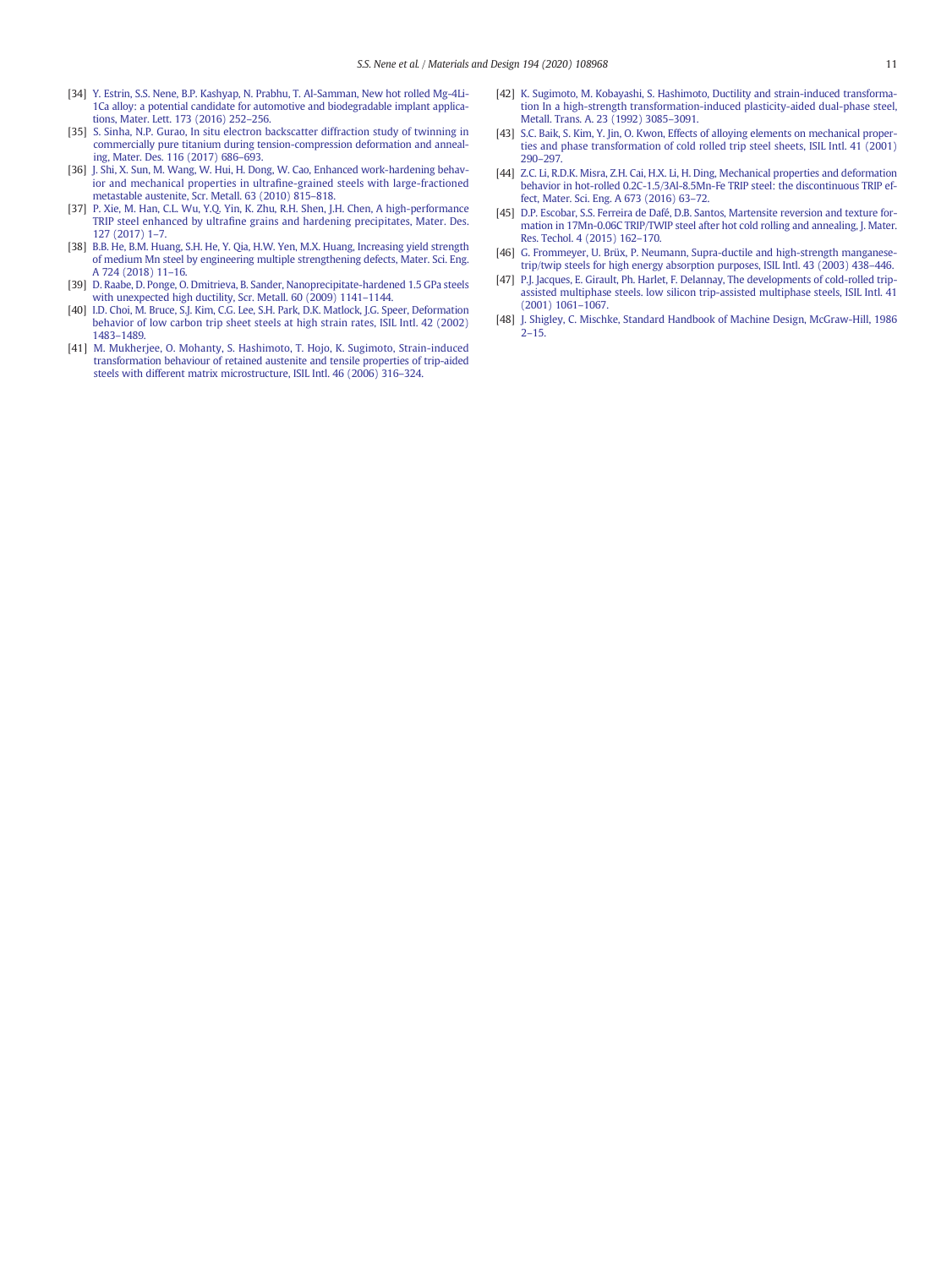[34] Y. Estrin, S.S. Nene, B.P. Kashyap, N. Prabhu, T. Al-Samman, New hot rolled Mg-4Li-1Ca alloy: a potential candidate for automotive and biodegradable implant applications, Mater. Lett. 173 (2016) 252–256.

[35] S. Sinha, N.P. Gurao, In situ electron backscatter diffraction study of twinning in commercially pure titanium during tension-compression deformation and annealing, Mater. Des. 116 (2017) 686–693.

[36] J. Shi, X. Sun, M. Wang, W. Hui, H. Dong, W. Cao, Enhanced work-hardening behavior and mechanical properties in ultrafine-grained steels with large-fractioned metastable austenite, Scr. Metall. 63 (2010) 815–818.

[37] P. Xie, M. Han, C.L. Wu, Y.Q. Yin, K. Zhu, R.H. Shen, J.H. Chen, A high-performance TRIP steel enhanced by ultrafine grains and hardening precipitates, Mater. Des. 127 (2017) 1–7.

[38] B.B. He, B.M. Huang, S.H. He, Y. Qia, H.W. Yen, M.X. Huang, Increasing yield strength of medium Mn steel by engineering multiple strengthening defects, Mater. Sci. Eng. A 724 (2018) 11–16.

[39] D. Raabe, D. Ponge, O. Dmitrieva, B. Sander, Nanoprecipitate-hardened 1.5 GPa steels with unexpected high ductility, Scr. Metall. 60 (2009) 1141–1144.

[40] I.D. Choi, M. Bruce, S.J. Kim, C.G. Lee, S.H. Park, D.K. Matlock, J.G. Speer, Deformation behavior of low carbon trip sheet steels at high strain rates, ISIL Intl. 42 (2002) 1483–1489.

[41] M. Mukherjee, O. Mohanty, S. Hashimoto, T. Hojo, K. Sugimoto, Strain-induced transformation behaviour of retained austenite and tensile properties of trip-aided steels with different matrix microstructure, ISIL Intl. 46 (2006) 316–324.

[42] K. Sugimoto, M. Kobayashi, S. Hashimoto, Ductility and strain-induced transformation In a high-strength transformation-induced plasticity-aided dual-phase steel, Metall. Trans. A. 23 (1992) 3085–3091.

[43] S.C. Baik, S. Kim, Y. Jin, O. Kwon, Effects of alloying elements on mechanical properties and phase transformation of cold rolled trip steel sheets, ISIL Intl. 41 (2001) 290–297.

[44] Z.C. Li, R.D.K. Misra, Z.H. Cai, H.X. Li, H. Ding, Mechanical properties and deformation behavior in hot-rolled 0.2C-1.5/3Al-8.5Mn-Fe TRIP steel: the discontinuous TRIP effect, Mater. Sci. Eng. A 673 (2016) 63–72.

[45] D.P. Escobar, S.S. Ferreira de Dafé, D.B. Santos, Martensite reversion and texture formation in 17Mn-0.06C TRIP/TWIP steel after hot cold rolling and annealing, J. Mater. Res. Techol. 4 (2015) 162–170.

[46] G. Frommeyer, U. Brüx, P. Neumann, Supra-ductile and high-strength manganese-trip/twip steels for high energy absorption purposes, ISIL Intl. 43 (2003) 438–446.

[47] P.J. Jacques, E. Girault, Ph. Harlet, F. Delannay, The developments of cold-rolled trip-assisted multiphase steels. low silicon trip-assisted multiphase steels, ISIL Intl. 41 (2001) 1061–1067.

[48] J. Shigley, C. Mischke, Standard Handbook of Machine Design, McGraw-Hill, 1986 2–15.